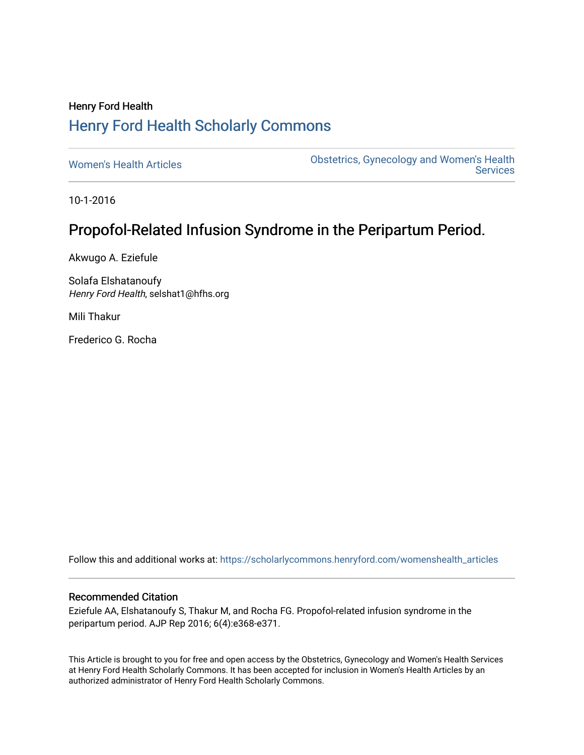Henry Ford Health

# Henry Ford Health Scholarly Commons

Women's Health Articles

Obstetrics, Gynecology and Women's Health Services

10-1-2016

## Propofol-Related Infusion Syndrome in the Peripartum Period.

Akwugo A. Eziefule

Solafa Elshatanoufy
*Henry Ford Health*, selshat1@hfhs.org

Mili Thakur

Frederico G. Rocha

Follow this and additional works at: https://scholarlycommons.henryford.com/womenshealth_articles

### Recommended Citation

Eziefule AA, Elshatanoufy S, Thakur M, and Rocha FG. Propofol-related infusion syndrome in the peripartum period. AJP Rep 2016; 6(4):e368-e371.

This Article is brought to you for free and open access by the Obstetrics, Gynecology and Women's Health Services at Henry Ford Health Scholarly Commons. It has been accepted for inclusion in Women's Health Articles by an authorized administrator of Henry Ford Health Scholarly Commons.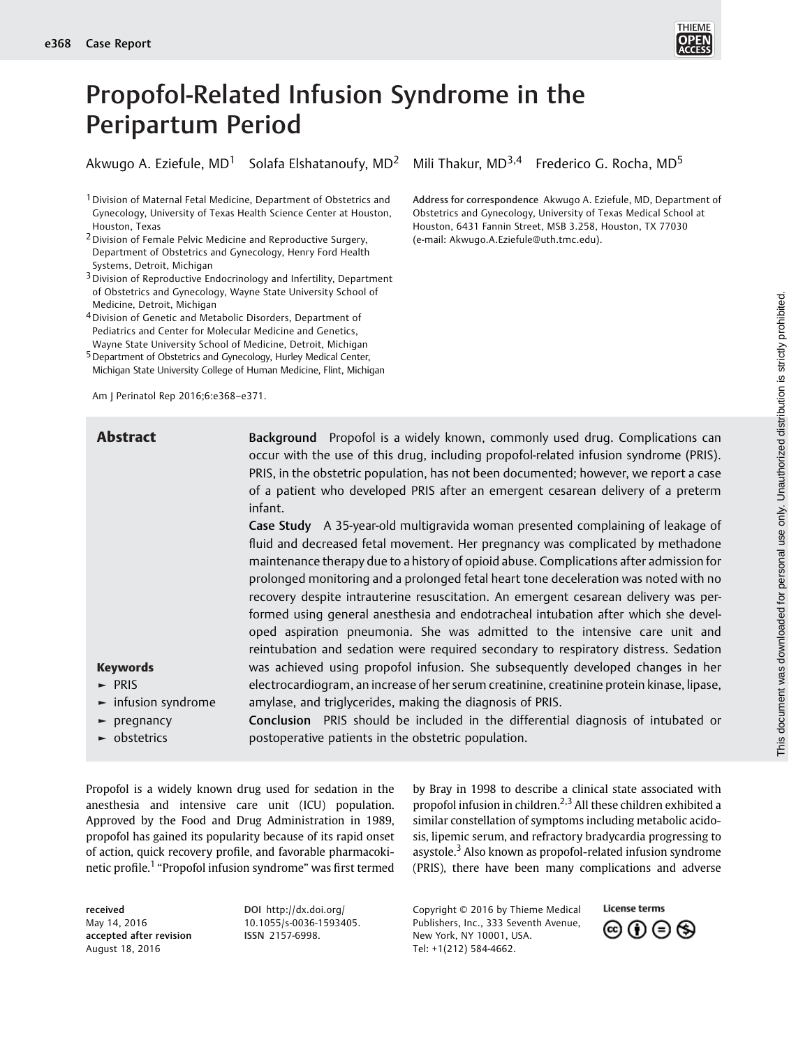# Propofol-Related Infusion Syndrome in the Peripartum Period

Akwugo A. Eziefule, MD[1] Solafa Elshatanoufy, MD[2] Mili Thakur, MD[3,4] Frederico G. Rocha, MD[5]

[1] Division of Maternal Fetal Medicine, Department of Obstetrics and Gynecology, University of Texas Health Science Center at Houston, Houston, Texas

[2] Division of Female Pelvic Medicine and Reproductive Surgery, Department of Obstetrics and Gynecology, Henry Ford Health Systems, Detroit, Michigan

[3] Division of Reproductive Endocrinology and Infertility, Department of Obstetrics and Gynecology, Wayne State University School of Medicine, Detroit, Michigan

[4] Division of Genetic and Metabolic Disorders, Department of Pediatrics and Center for Molecular Medicine and Genetics, Wayne State University School of Medicine, Detroit, Michigan

[5] Department of Obstetrics and Gynecology, Hurley Medical Center, Michigan State University College of Human Medicine, Flint, Michigan

Address for correspondence Akwugo A. Eziefule, MD, Department of Obstetrics and Gynecology, University of Texas Medical School at Houston, 6431 Fannin Street, MSB 3.258, Houston, TX 77030 (e-mail: Akwugo.A.Eziefule@uth.tmc.edu).

Am J Perinatol Rep 2016;6:e368–e371.

## Abstract

**Background** Propofol is a widely known, commonly used drug. Complications can occur with the use of this drug, including propofol-related infusion syndrome (PRIS). PRIS, in the obstetric population, has not been documented; however, we report a case of a patient who developed PRIS after an emergent cesarean delivery of a preterm infant.

**Case Study** A 35-year-old multigravida woman presented complaining of leakage of fluid and decreased fetal movement. Her pregnancy was complicated by methadone maintenance therapy due to a history of opioid abuse. Complications after admission for prolonged monitoring and a prolonged fetal heart tone deceleration was noted with no recovery despite intrauterine resuscitation. An emergent cesarean delivery was performed using general anesthesia and endotracheal intubation after which she developed aspiration pneumonia. She was admitted to the intensive care unit and reintubation and sedation were required secondary to respiratory distress. Sedation was achieved using propofol infusion. She subsequently developed changes in her electrocardiogram, an increase of her serum creatinine, creatinine protein kinase, lipase, amylase, and triglycerides, making the diagnosis of PRIS.

**Conclusion** PRIS should be included in the differential diagnosis of intubated or postoperative patients in the obstetric population.

**Keywords**
- PRIS
- infusion syndrome
- pregnancy
- obstetrics

Propofol is a widely known drug used for sedation in the anesthesia and intensive care unit (ICU) population. Approved by the Food and Drug Administration in 1989, propofol has gained its popularity because of its rapid onset of action, quick recovery profile, and favorable pharmacokinetic profile.[1] "Propofol infusion syndrome" was first termed by Bray in 1998 to describe a clinical state associated with propofol infusion in children.[2,3] All these children exhibited a similar constellation of symptoms including metabolic acidosis, lipemic serum, and refractory bradycardia progressing to asystole.[3] Also known as propofol-related infusion syndrome (PRIS), there have been many complications and adverse

received May 14, 2016
accepted after revision August 18, 2016

DOI http://dx.doi.org/10.1055/s-0036-1593405.
ISSN 2157-6998.

Copyright © 2016 by Thieme Medical Publishers, Inc., 333 Seventh Avenue, New York, NY 10001, USA. Tel: +1(212) 584-4662.

License terms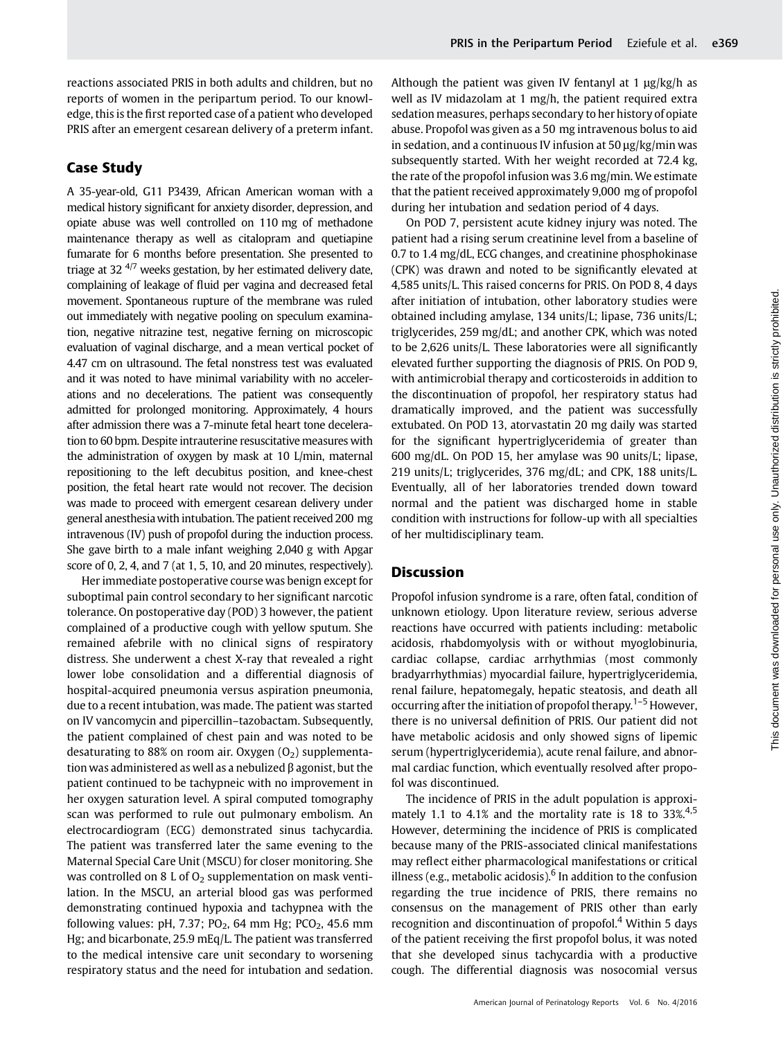reactions associated PRIS in both adults and children, but no reports of women in the peripartum period. To our knowledge, this is the first reported case of a patient who developed PRIS after an emergent cesarean delivery of a preterm infant.

## Case Study

A 35-year-old, G11 P3439, African American woman with a medical history significant for anxiety disorder, depression, and opiate abuse was well controlled on 110 mg of methadone maintenance therapy as well as citalopram and quetiapine fumarate for 6 months before presentation. She presented to triage at 32 $^{4/7}$ weeks gestation, by her estimated delivery date, complaining of leakage of fluid per vagina and decreased fetal movement. Spontaneous rupture of the membrane was ruled out immediately with negative pooling on speculum examination, negative nitrazine test, negative ferning on microscopic evaluation of vaginal discharge, and a mean vertical pocket of 4.47 cm on ultrasound. The fetal nonstress test was evaluated and it was noted to have minimal variability with no accelerations and no decelerations. The patient was consequently admitted for prolonged monitoring. Approximately, 4 hours after admission there was a 7-minute fetal heart tone deceleration to 60 bpm. Despite intrauterine resuscitative measures with the administration of oxygen by mask at 10 L/min, maternal repositioning to the left decubitus position, and knee-chest position, the fetal heart rate would not recover. The decision was made to proceed with emergent cesarean delivery under general anesthesia with intubation. The patient received 200 mg intravenous (IV) push of propofol during the induction process. She gave birth to a male infant weighing 2,040 g with Apgar score of 0, 2, 4, and 7 (at 1, 5, 10, and 20 minutes, respectively).

Her immediate postoperative course was benign except for suboptimal pain control secondary to her significant narcotic tolerance. On postoperative day (POD) 3 however, the patient complained of a productive cough with yellow sputum. She remained afebrile with no clinical signs of respiratory distress. She underwent a chest X-ray that revealed a right lower lobe consolidation and a differential diagnosis of hospital-acquired pneumonia versus aspiration pneumonia, due to a recent intubation, was made. The patient was started on IV vancomycin and pipercillin–tazobactam. Subsequently, the patient complained of chest pain and was noted to be desaturating to 88% on room air. Oxygen ($O_2$) supplementation was administered as well as a nebulized β agonist, but the patient continued to be tachypneic with no improvement in her oxygen saturation level. A spiral computed tomography scan was performed to rule out pulmonary embolism. An electrocardiogram (ECG) demonstrated sinus tachycardia. The patient was transferred later the same evening to the Maternal Special Care Unit (MSCU) for closer monitoring. She was controlled on 8 L of $O_2$ supplementation on mask ventilation. In the MSCU, an arterial blood gas was performed demonstrating continued hypoxia and tachypnea with the following values: pH, 7.37; $PO_2$, 64 mm Hg; $PCO_2$, 45.6 mm Hg; and bicarbonate, 25.9 mEq/L. The patient was transferred to the medical intensive care unit secondary to worsening respiratory status and the need for intubation and sedation. Although the patient was given IV fentanyl at 1 µg/kg/h as well as IV midazolam at 1 mg/h, the patient required extra sedation measures, perhaps secondary to her history of opiate abuse. Propofol was given as a 50 mg intravenous bolus to aid in sedation, and a continuous IV infusion at 50 µg/kg/min was subsequently started. With her weight recorded at 72.4 kg, the rate of the propofol infusion was 3.6 mg/min. We estimate that the patient received approximately 9,000 mg of propofol during her intubation and sedation period of 4 days.

On POD 7, persistent acute kidney injury was noted. The patient had a rising serum creatinine level from a baseline of 0.7 to 1.4 mg/dL, ECG changes, and creatinine phosphokinase (CPK) was drawn and noted to be significantly elevated at 4,585 units/L. This raised concerns for PRIS. On POD 8, 4 days after initiation of intubation, other laboratory studies were obtained including amylase, 134 units/L; lipase, 736 units/L; triglycerides, 259 mg/dL; and another CPK, which was noted to be 2,626 units/L. These laboratories were all significantly elevated further supporting the diagnosis of PRIS. On POD 9, with antimicrobial therapy and corticosteroids in addition to the discontinuation of propofol, her respiratory status had dramatically improved, and the patient was successfully extubated. On POD 13, atorvastatin 20 mg daily was started for the significant hypertriglyceridemia of greater than 600 mg/dL. On POD 15, her amylase was 90 units/L; lipase, 219 units/L; triglycerides, 376 mg/dL; and CPK, 188 units/L. Eventually, all of her laboratories trended down toward normal and the patient was discharged home in stable condition with instructions for follow-up with all specialties of her multidisciplinary team.

## Discussion

Propofol infusion syndrome is a rare, often fatal, condition of unknown etiology. Upon literature review, serious adverse reactions have occurred with patients including: metabolic acidosis, rhabdomyolysis with or without myoglobinuria, cardiac collapse, cardiac arrhythmias (most commonly bradyarrhythmias) myocardial failure, hypertriglyceridemia, renal failure, hepatomegaly, hepatic steatosis, and death all occurring after the initiation of propofol therapy.[1–5] However, there is no universal definition of PRIS. Our patient did not have metabolic acidosis and only showed signs of lipemic serum (hypertriglyceridemia), acute renal failure, and abnormal cardiac function, which eventually resolved after propofol was discontinued.

The incidence of PRIS in the adult population is approximately 1.1 to 4.1% and the mortality rate is 18 to 33%.[4,5] However, determining the incidence of PRIS is complicated because many of the PRIS-associated clinical manifestations may reflect either pharmacological manifestations or critical illness (e.g., metabolic acidosis).[6] In addition to the confusion regarding the true incidence of PRIS, there remains no consensus on the management of PRIS other than early recognition and discontinuation of propofol.[4] Within 5 days of the patient receiving the first propofol bolus, it was noted that she developed sinus tachycardia with a productive cough. The differential diagnosis was nosocomial versus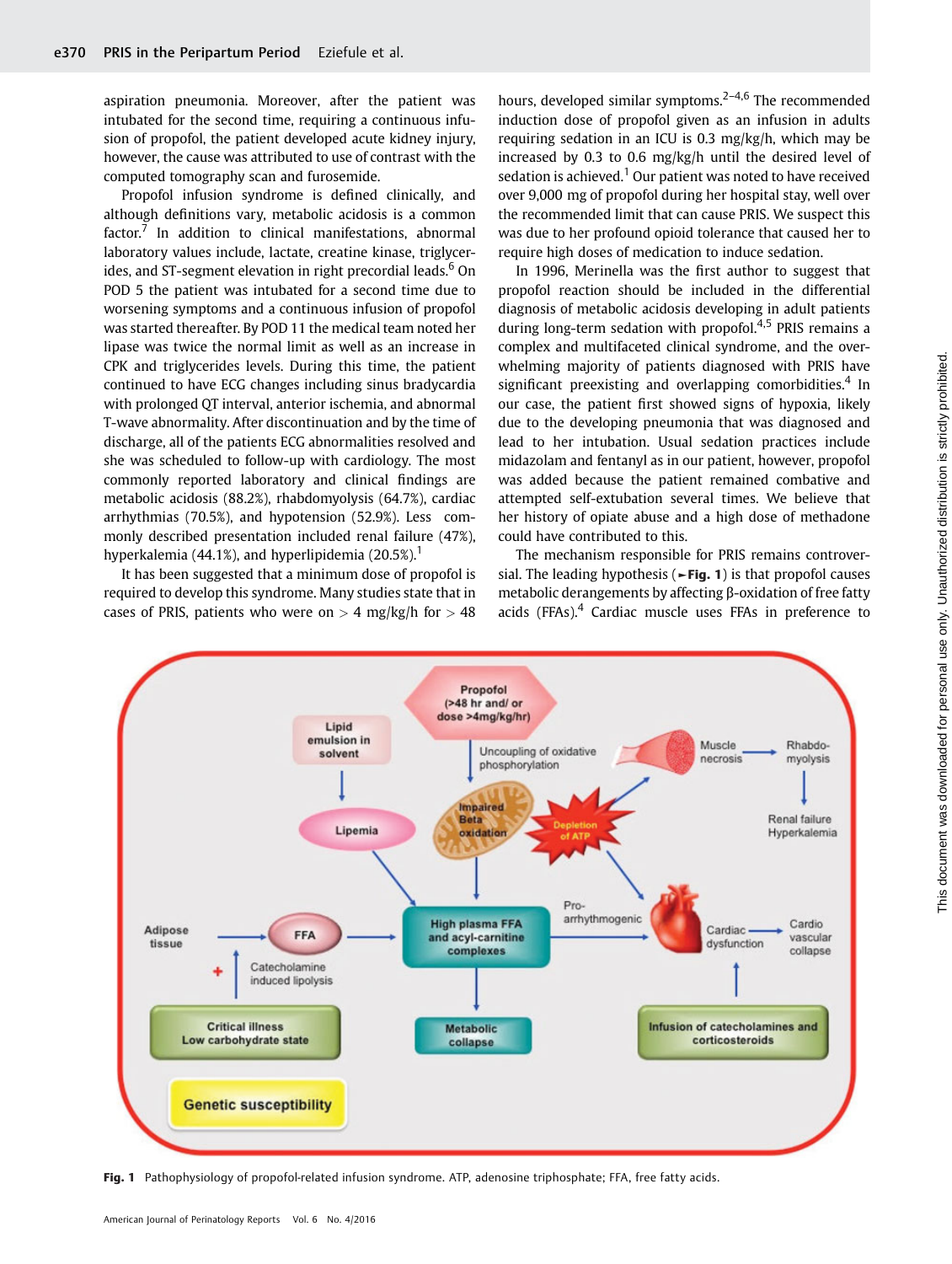aspiration pneumonia. Moreover, after the patient was intubated for the second time, requiring a continuous infusion of propofol, the patient developed acute kidney injury, however, the cause was attributed to use of contrast with the computed tomography scan and furosemide.

Propofol infusion syndrome is defined clinically, and although definitions vary, metabolic acidosis is a common factor.[7] In addition to clinical manifestations, abnormal laboratory values include, lactate, creatine kinase, triglycerides, and ST-segment elevation in right precordial leads.[6] On POD 5 the patient was intubated for a second time due to worsening symptoms and a continuous infusion of propofol was started thereafter. By POD 11 the medical team noted her lipase was twice the normal limit as well as an increase in CPK and triglycerides levels. During this time, the patient continued to have ECG changes including sinus bradycardia with prolonged QT interval, anterior ischemia, and abnormal T-wave abnormality. After discontinuation and by the time of discharge, all of the patients ECG abnormalities resolved and she was scheduled to follow-up with cardiology. The most commonly reported laboratory and clinical findings are metabolic acidosis (88.2%), rhabdomyolysis (64.7%), cardiac arrhythmias (70.5%), and hypotension (52.9%). Less commonly described presentation included renal failure (47%), hyperkalemia (44.1%), and hyperlipidemia (20.5%).[1]

It has been suggested that a minimum dose of propofol is required to develop this syndrome. Many studies state that in cases of PRIS, patients who were on > 4 mg/kg/h for > 48 hours, developed similar symptoms.[2–4,6] The recommended induction dose of propofol given as an infusion in adults requiring sedation in an ICU is 0.3 mg/kg/h, which may be increased by 0.3 to 0.6 mg/kg/h until the desired level of sedation is achieved.[1] Our patient was noted to have received over 9,000 mg of propofol during her hospital stay, well over the recommended limit that can cause PRIS. We suspect this was due to her profound opioid tolerance that caused her to require high doses of medication to induce sedation.

In 1996, Merinella was the first author to suggest that propofol reaction should be included in the differential diagnosis of metabolic acidosis developing in adult patients during long-term sedation with propofol.[4,5] PRIS remains a complex and multifaceted clinical syndrome, and the overwhelming majority of patients diagnosed with PRIS have significant preexisting and overlapping comorbidities.[4] In our case, the patient first showed signs of hypoxia, likely due to the developing pneumonia that was diagnosed and lead to her intubation. Usual sedation practices include midazolam and fentanyl as in our patient, however, propofol was added because the patient remained combative and attempted self-extubation several times. We believe that her history of opiate abuse and a high dose of methadone could have contributed to this.

The mechanism responsible for PRIS remains controversial. The leading hypothesis (►Fig. 1) is that propofol causes metabolic derangements by affecting β-oxidation of free fatty acids (FFAs).[4] Cardiac muscle uses FFAs in preference to

**Fig. 1** Pathophysiology of propofol-related infusion syndrome. ATP, adenosine triphosphate; FFA, free fatty acids.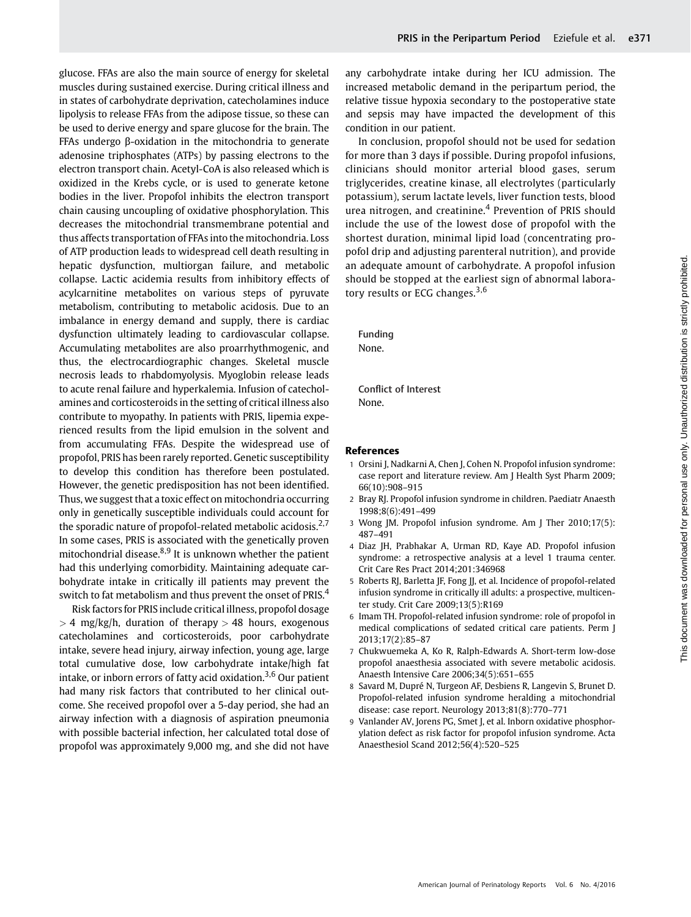glucose. FFAs are also the main source of energy for skeletal muscles during sustained exercise. During critical illness and in states of carbohydrate deprivation, catecholamines induce lipolysis to release FFAs from the adipose tissue, so these can be used to derive energy and spare glucose for the brain. The FFAs undergo β-oxidation in the mitochondria to generate adenosine triphosphates (ATPs) by passing electrons to the electron transport chain. Acetyl-CoA is also released which is oxidized in the Krebs cycle, or is used to generate ketone bodies in the liver. Propofol inhibits the electron transport chain causing uncoupling of oxidative phosphorylation. This decreases the mitochondrial transmembrane potential and thus affects transportation of FFAs into the mitochondria. Loss of ATP production leads to widespread cell death resulting in hepatic dysfunction, multiorgan failure, and metabolic collapse. Lactic acidemia results from inhibitory effects of acylcarnitine metabolites on various steps of pyruvate metabolism, contributing to metabolic acidosis. Due to an imbalance in energy demand and supply, there is cardiac dysfunction ultimately leading to cardiovascular collapse. Accumulating metabolites are also proarrhythmogenic, and thus, the electrocardiographic changes. Skeletal muscle necrosis leads to rhabdomyolysis. Myoglobin release leads to acute renal failure and hyperkalemia. Infusion of catecholamines and corticosteroids in the setting of critical illness also contribute to myopathy. In patients with PRIS, lipemia experienced results from the lipid emulsion in the solvent and from accumulating FFAs. Despite the widespread use of propofol, PRIS has been rarely reported. Genetic susceptibility to develop this condition has therefore been postulated. However, the genetic predisposition has not been identified. Thus, we suggest that a toxic effect on mitochondria occurring only in genetically susceptible individuals could account for the sporadic nature of propofol-related metabolic acidosis.[2,7] In some cases, PRIS is associated with the genetically proven mitochondrial disease.[8,9] It is unknown whether the patient had this underlying comorbidity. Maintaining adequate carbohydrate intake in critically ill patients may prevent the switch to fat metabolism and thus prevent the onset of PRIS.[4]

Risk factors for PRIS include critical illness, propofol dosage $> 4$ mg/kg/h, duration of therapy $> 48$ hours, exogenous catecholamines and corticosteroids, poor carbohydrate intake, severe head injury, airway infection, young age, large total cumulative dose, low carbohydrate intake/high fat intake, or inborn errors of fatty acid oxidation.[3,6] Our patient had many risk factors that contributed to her clinical outcome. She received propofol over a 5-day period, she had an airway infection with a diagnosis of aspiration pneumonia with possible bacterial infection, her calculated total dose of propofol was approximately 9,000 mg, and she did not have any carbohydrate intake during her ICU admission. The increased metabolic demand in the peripartum period, the relative tissue hypoxia secondary to the postoperative state and sepsis may have impacted the development of this condition in our patient.

In conclusion, propofol should not be used for sedation for more than 3 days if possible. During propofol infusions, clinicians should monitor arterial blood gases, serum triglycerides, creatine kinase, all electrolytes (particularly potassium), serum lactate levels, liver function tests, blood urea nitrogen, and creatinine.[4] Prevention of PRIS should include the use of the lowest dose of propofol with the shortest duration, minimal lipid load (concentrating propofol drip and adjusting parenteral nutrition), and provide an adequate amount of carbohydrate. A propofol infusion should be stopped at the earliest sign of abnormal laboratory results or ECG changes.[3,6]

**Funding**
None.

**Conflict of Interest**
None.

## References

1. Orsini J, Nadkarni A, Chen J, Cohen N. Propofol infusion syndrome: case report and literature review. Am J Health Syst Pharm 2009; 66(10):908–915
2. Bray RJ. Propofol infusion syndrome in children. Paediatr Anaesth 1998;8(6):491–499
3. Wong JM. Propofol infusion syndrome. Am J Ther 2010;17(5): 487–491
4. Diaz JH, Prabhakar A, Urman RD, Kaye AD. Propofol infusion syndrome: a retrospective analysis at a level 1 trauma center. Crit Care Res Pract 2014;201:346968
5. Roberts RJ, Barletta JF, Fong JJ, et al. Incidence of propofol-related infusion syndrome in critically ill adults: a prospective, multicenter study. Crit Care 2009;13(5):R169
6. Imam TH. Propofol-related infusion syndrome: role of propofol in medical complications of sedated critical care patients. Perm J 2013;17(2):85–87
7. Chukwuemeka A, Ko R, Ralph-Edwards A. Short-term low-dose propofol anaesthesia associated with severe metabolic acidosis. Anaesth Intensive Care 2006;34(5):651–655
8. Savard M, Dupré N, Turgeon AF, Desbiens R, Langevin S, Brunet D. Propofol-related infusion syndrome heralding a mitochondrial disease: case report. Neurology 2013;81(8):770–771
9. Vanlander AV, Jorens PG, Smet J, et al. Inborn oxidative phosphorylation defect as risk factor for propofol infusion syndrome. Acta Anaesthesiol Scand 2012;56(4):520–525